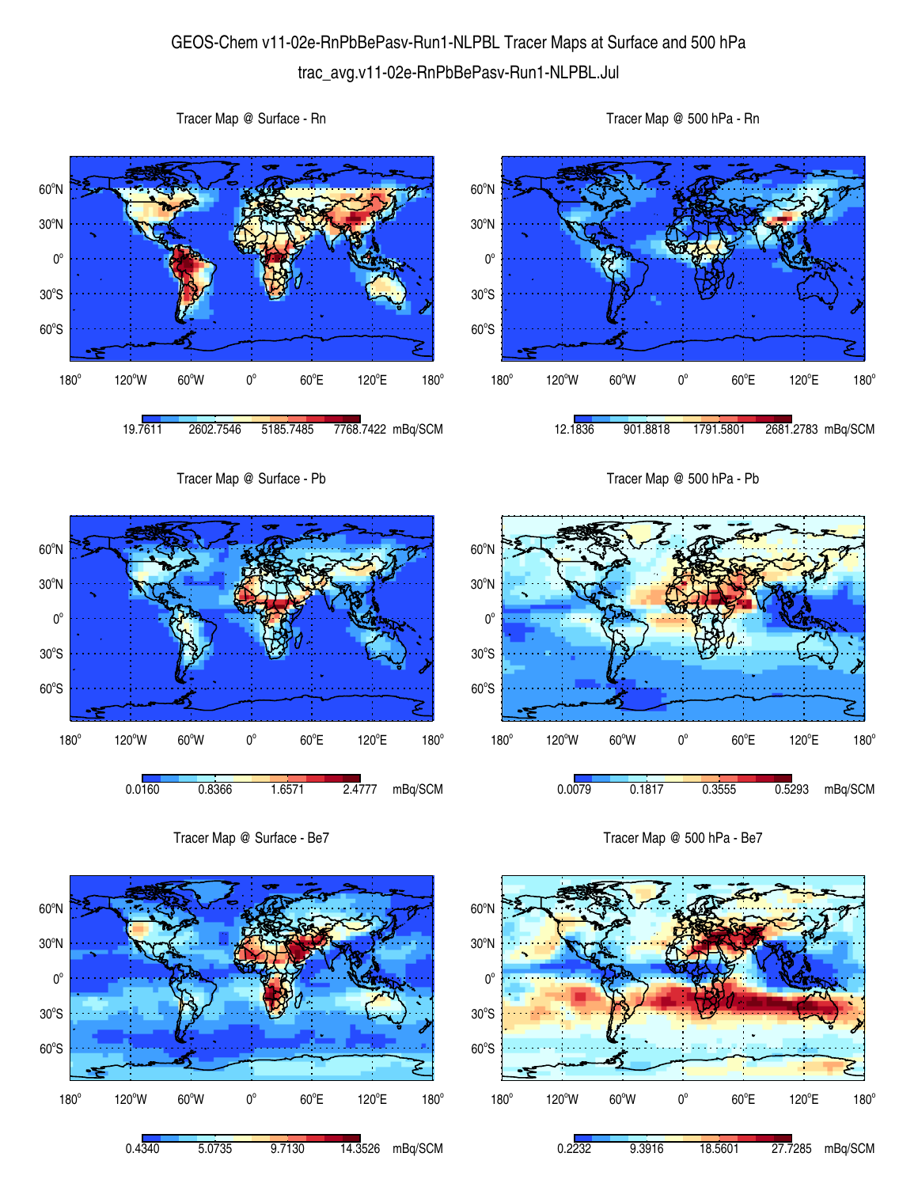# GEOS-Chem v11-02e-RnPbBePasv-Run1-NLPBL Tracer Maps at Surface and 500 hPa

trac_avg.v11-02e-RnPbBePasv-Run1-NLPBL.Jul

Tracer Map @ Surface - Rn

19.7611 2602.7546 5185.7485 7768.7422 mBq/SCM

Tracer Map @ 500 hPa - Rn

12.1836 901.8818 1791.5801 2681.2783 mBq/SCM

Tracer Map @ Surface - Pb

0.0160 0.8366 1.6571 2.4777 mBq/SCM

Tracer Map @ 500 hPa - Pb

0.0079 0.1817 0.3555 0.5293 mBq/SCM

Tracer Map @ Surface - Be7

0.4340 5.0735 9.7130 14.3526 mBq/SCM

Tracer Map @ 500 hPa - Be7

0.2232 9.3916 18.5601 27.7285 mBq/SCM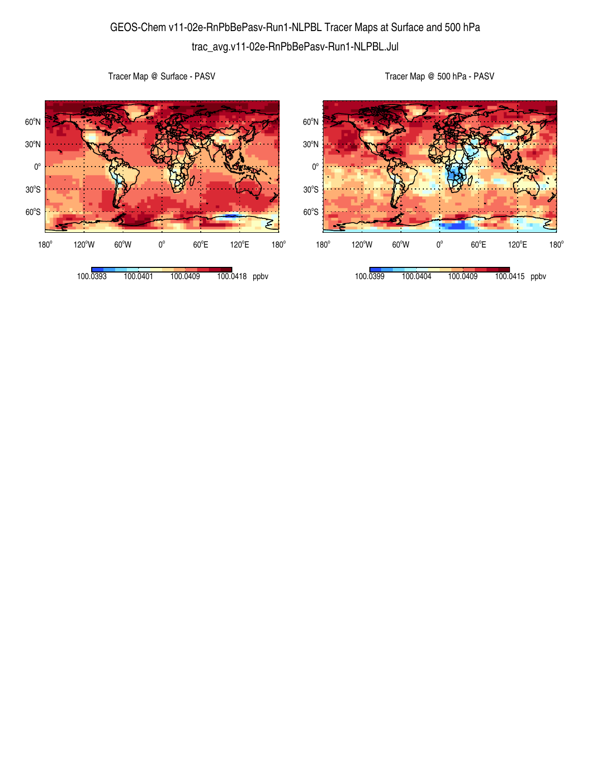GEOS-Chem v11-02e-RnPbBePasv-Run1-NLPBL Tracer Maps at Surface and 500 hPa

trac_avg.v11-02e-RnPbBePasv-Run1-NLPBL.Jul

Tracer Map @ Surface - PASV

60°N
30°N
0°
30°S
60°S

180° 120°W 60°W 0° 60°E 120°E 180°

100.0393 100.0401 100.0409 100.0418 ppbv

Tracer Map @ 500 hPa - PASV

60°N
30°N
0°
30°S
60°S

180° 120°W 60°W 0° 60°E 120°E 180°

100.0399 100.0404 100.0409 100.0415 ppbv